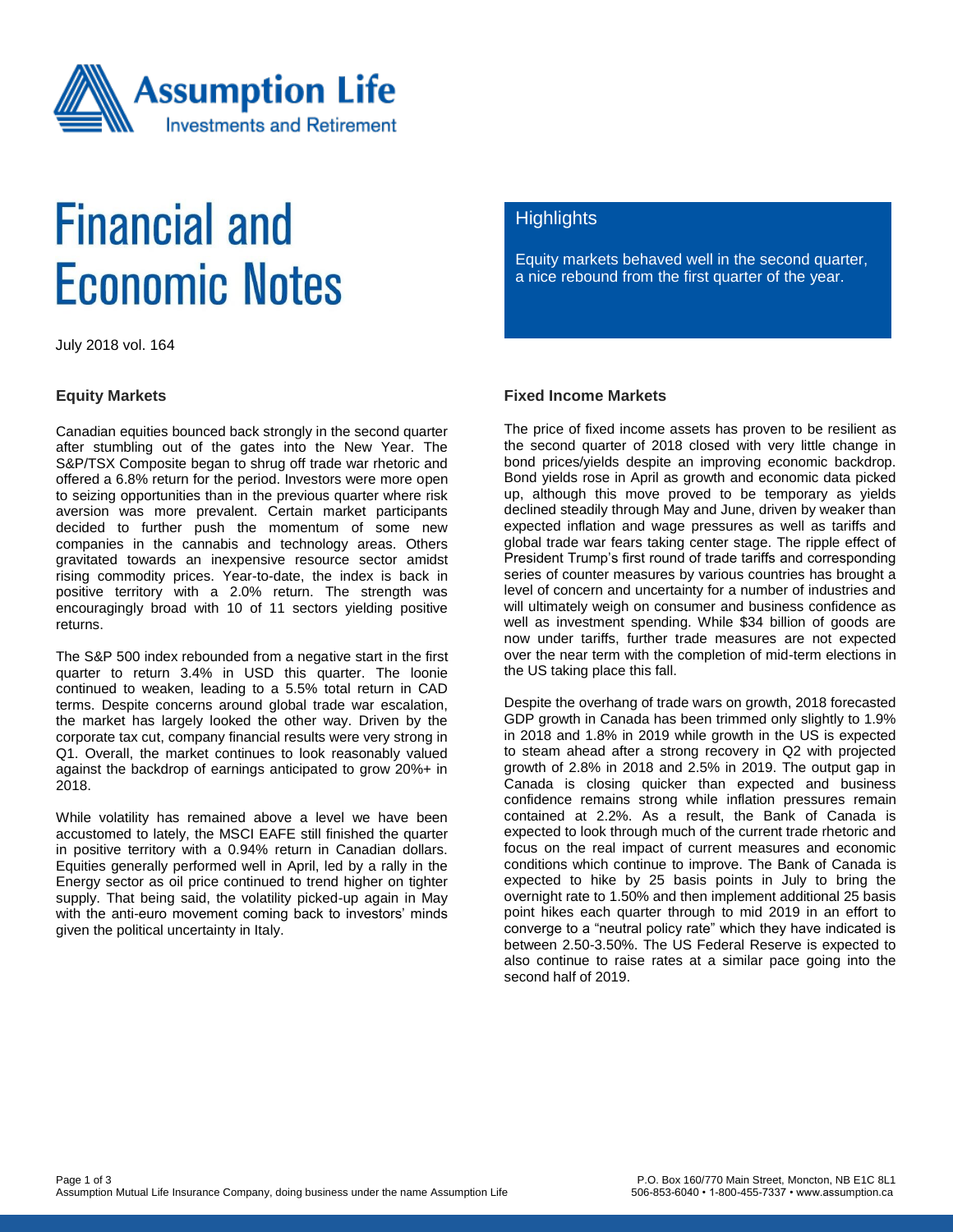# Financial and Economic Notes

July 2018 vol. 164

## Highlights

Equity markets behaved well in the second quarter, a nice rebound from the first quarter of the year.

### Equity Markets

Canadian equities bounced back strongly in the second quarter after stumbling out of the gates into the New Year. The S&P/TSX Composite began to shrug off trade war rhetoric and offered a 6.8% return for the period. Investors were more open to seizing opportunities than in the previous quarter where risk aversion was more prevalent. Certain market participants decided to further push the momentum of some new companies in the cannabis and technology areas. Others gravitated towards an inexpensive resource sector amidst rising commodity prices. Year-to-date, the index is back in positive territory with a 2.0% return. The strength was encouragingly broad with 10 of 11 sectors yielding positive returns.

The S&P 500 index rebounded from a negative start in the first quarter to return 3.4% in USD this quarter. The loonie continued to weaken, leading to a 5.5% total return in CAD terms. Despite concerns around global trade war escalation, the market has largely looked the other way. Driven by the corporate tax cut, company financial results were very strong in Q1. Overall, the market continues to look reasonably valued against the backdrop of earnings anticipated to grow 20%+ in 2018.

While volatility has remained above a level we have been accustomed to lately, the MSCI EAFE still finished the quarter in positive territory with a 0.94% return in Canadian dollars. Equities generally performed well in April, led by a rally in the Energy sector as oil price continued to trend higher on tighter supply. That being said, the volatility picked-up again in May with the anti-euro movement coming back to investors' minds given the political uncertainty in Italy.

### Fixed Income Markets

The price of fixed income assets has proven to be resilient as the second quarter of 2018 closed with very little change in bond prices/yields despite an improving economic backdrop. Bond yields rose in April as growth and economic data picked up, although this move proved to be temporary as yields declined steadily through May and June, driven by weaker than expected inflation and wage pressures as well as tariffs and global trade war fears taking center stage. The ripple effect of President Trump's first round of trade tariffs and corresponding series of counter measures by various countries has brought a level of concern and uncertainty for a number of industries and will ultimately weigh on consumer and business confidence as well as investment spending. While $34 billion of goods are now under tariffs, further trade measures are not expected over the near term with the completion of mid-term elections in the US taking place this fall.

Despite the overhang of trade wars on growth, 2018 forecasted GDP growth in Canada has been trimmed only slightly to 1.9% in 2018 and 1.8% in 2019 while growth in the US is expected to steam ahead after a strong recovery in Q2 with projected growth of 2.8% in 2018 and 2.5% in 2019. The output gap in Canada is closing quicker than expected and business confidence remains strong while inflation pressures remain contained at 2.2%. As a result, the Bank of Canada is expected to look through much of the current trade rhetoric and focus on the real impact of current measures and economic conditions which continue to improve. The Bank of Canada is expected to hike by 25 basis points in July to bring the overnight rate to 1.50% and then implement additional 25 basis point hikes each quarter through to mid 2019 in an effort to converge to a "neutral policy rate" which they have indicated is between 2.50-3.50%. The US Federal Reserve is expected to also continue to raise rates at a similar pace going into the second half of 2019.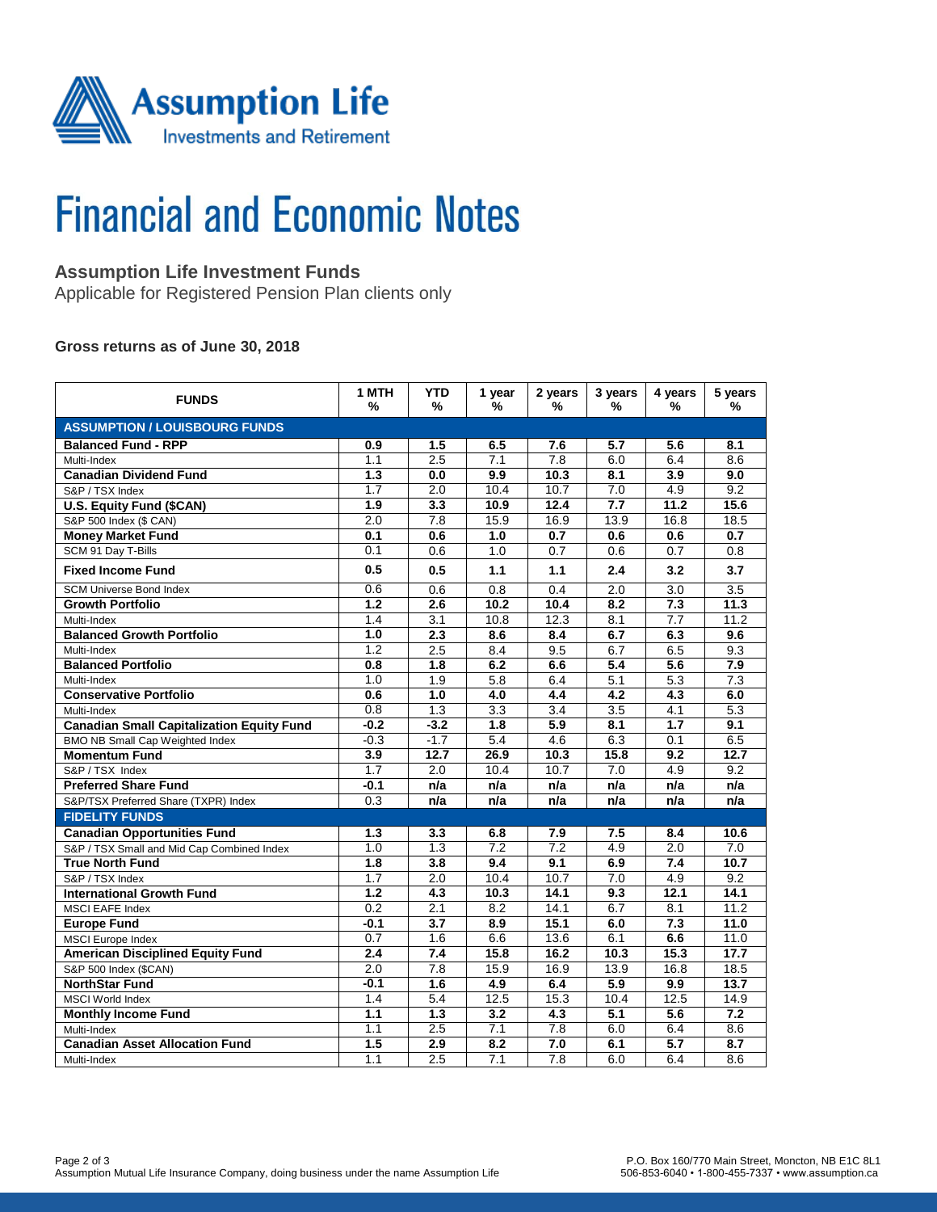Assumption Life
Investments and Retirement

# Financial and Economic Notes

## Assumption Life Investment Funds

Applicable for Registered Pension Plan clients only

### Gross returns as of June 30, 2018

| FUNDS | 1 MTH % | YTD % | 1 year % | 2 years % | 3 years % | 4 years % | 5 years % |
|---|---|---|---|---|---|---|---|
| **ASSUMPTION / LOUISBOURG FUNDS** | | | | | | | |
| **Balanced Fund - RPP** | **0.9** | **1.5** | **6.5** | **7.6** | **5.7** | **5.6** | **8.1** |
| Multi-Index | 1.1 | 2.5 | 7.1 | 7.8 | 6.0 | 6.4 | 8.6 |
| **Canadian Dividend Fund** | **1.3** | **0.0** | **9.9** | **10.3** | **8.1** | **3.9** | **9.0** |
| S&P / TSX Index | 1.7 | 2.0 | 10.4 | 10.7 | 7.0 | 4.9 | 9.2 |
| **U.S. Equity Fund ($CAN)** | **1.9** | **3.3** | **10.9** | **12.4** | **7.7** | **11.2** | **15.6** |
| S&P 500 Index ($ CAN) | 2.0 | 7.8 | 15.9 | 16.9 | 13.9 | 16.8 | 18.5 |
| **Money Market Fund** | **0.1** | **0.6** | **1.0** | **0.7** | **0.6** | **0.6** | **0.7** |
| SCM 91 Day T-Bills | 0.1 | 0.6 | 1.0 | 0.7 | 0.6 | 0.7 | 0.8 |
| **Fixed Income Fund** | **0.5** | **0.5** | **1.1** | **1.1** | **2.4** | **3.2** | **3.7** |
| SCM Universe Bond Index | 0.6 | 0.6 | 0.8 | 0.4 | 2.0 | 3.0 | 3.5 |
| **Growth Portfolio** | **1.2** | **2.6** | **10.2** | **10.4** | **8.2** | **7.3** | **11.3** |
| Multi-Index | 1.4 | 3.1 | 10.8 | 12.3 | 8.1 | 7.7 | 11.2 |
| **Balanced Growth Portfolio** | **1.0** | **2.3** | **8.6** | **8.4** | **6.7** | **6.3** | **9.6** |
| Multi-Index | 1.2 | 2.5 | 8.4 | 9.5 | 6.7 | 6.5 | 9.3 |
| **Balanced Portfolio** | **0.8** | **1.8** | **6.2** | **6.6** | **5.4** | **5.6** | **7.9** |
| Multi-Index | 1.0 | 1.9 | 5.8 | 6.4 | 5.1 | 5.3 | 7.3 |
| **Conservative Portfolio** | **0.6** | **1.0** | **4.0** | **4.4** | **4.2** | **4.3** | **6.0** |
| Multi-Index | 0.8 | 1.3 | 3.3 | 3.4 | 3.5 | 4.1 | 5.3 |
| **Canadian Small Capitalization Equity Fund** | **-0.2** | **-3.2** | **1.8** | **5.9** | **8.1** | **1.7** | **9.1** |
| BMO NB Small Cap Weighted Index | -0.3 | -1.7 | 5.4 | 4.6 | 6.3 | 0.1 | 6.5 |
| **Momentum Fund** | **3.9** | **12.7** | **26.9** | **10.3** | **15.8** | **9.2** | **12.7** |
| S&P / TSX Index | 1.7 | 2.0 | 10.4 | 10.7 | 7.0 | 4.9 | 9.2 |
| **Preferred Share Fund** | **-0.1** | **n/a** | **n/a** | **n/a** | **n/a** | **n/a** | **n/a** |
| S&P/TSX Preferred Share (TXPR) Index | 0.3 | n/a | n/a | n/a | n/a | n/a | n/a |
| **FIDELITY FUNDS** | | | | | | | |
| **Canadian Opportunities Fund** | **1.3** | **3.3** | **6.8** | **7.9** | **7.5** | **8.4** | **10.6** |
| S&P / TSX Small and Mid Cap Combined Index | 1.0 | 1.3 | 7.2 | 7.2 | 4.9 | 2.0 | 7.0 |
| **True North Fund** | **1.8** | **3.8** | **9.4** | **9.1** | **6.9** | **7.4** | **10.7** |
| S&P / TSX Index | 1.7 | 2.0 | 10.4 | 10.7 | 7.0 | 4.9 | 9.2 |
| **International Growth Fund** | **1.2** | **4.3** | **10.3** | **14.1** | **9.3** | **12.1** | **14.1** |
| MSCI EAFE Index | 0.2 | 2.1 | 8.2 | 14.1 | 6.7 | 8.1 | 11.2 |
| **Europe Fund** | **-0.1** | **3.7** | **8.9** | **15.1** | **6.0** | **7.3** | **11.0** |
| MSCI Europe Index | 0.7 | 1.6 | 6.6 | 13.6 | 6.1 | 6.6 | 11.0 |
| **American Disciplined Equity Fund** | **2.4** | **7.4** | **15.8** | **16.2** | **10.3** | **15.3** | **17.7** |
| S&P 500 Index ($CAN) | 2.0 | 7.8 | 15.9 | 16.9 | 13.9 | 16.8 | 18.5 |
| **NorthStar Fund** | **-0.1** | **1.6** | **4.9** | **6.4** | **5.9** | **9.9** | **13.7** |
| MSCI World Index | 1.4 | 5.4 | 12.5 | 15.3 | 10.4 | 12.5 | 14.9 |
| **Monthly Income Fund** | **1.1** | **1.3** | **3.2** | **4.3** | **5.1** | **5.6** | **7.2** |
| Multi-Index | 1.1 | 2.5 | 7.1 | 7.8 | 6.0 | 6.4 | 8.6 |
| **Canadian Asset Allocation Fund** | **1.5** | **2.9** | **8.2** | **7.0** | **6.1** | **5.7** | **8.7** |
| Multi-Index | 1.1 | 2.5 | 7.1 | 7.8 | 6.0 | 6.4 | 8.6 |

Assumption Mutual Life Insurance Company, doing business under the name Assumption Life

P.O. Box 160/770 Main Street, Moncton, NB E1C 8L1
506-853-6040 • 1-800-455-7337 • www.assumption.ca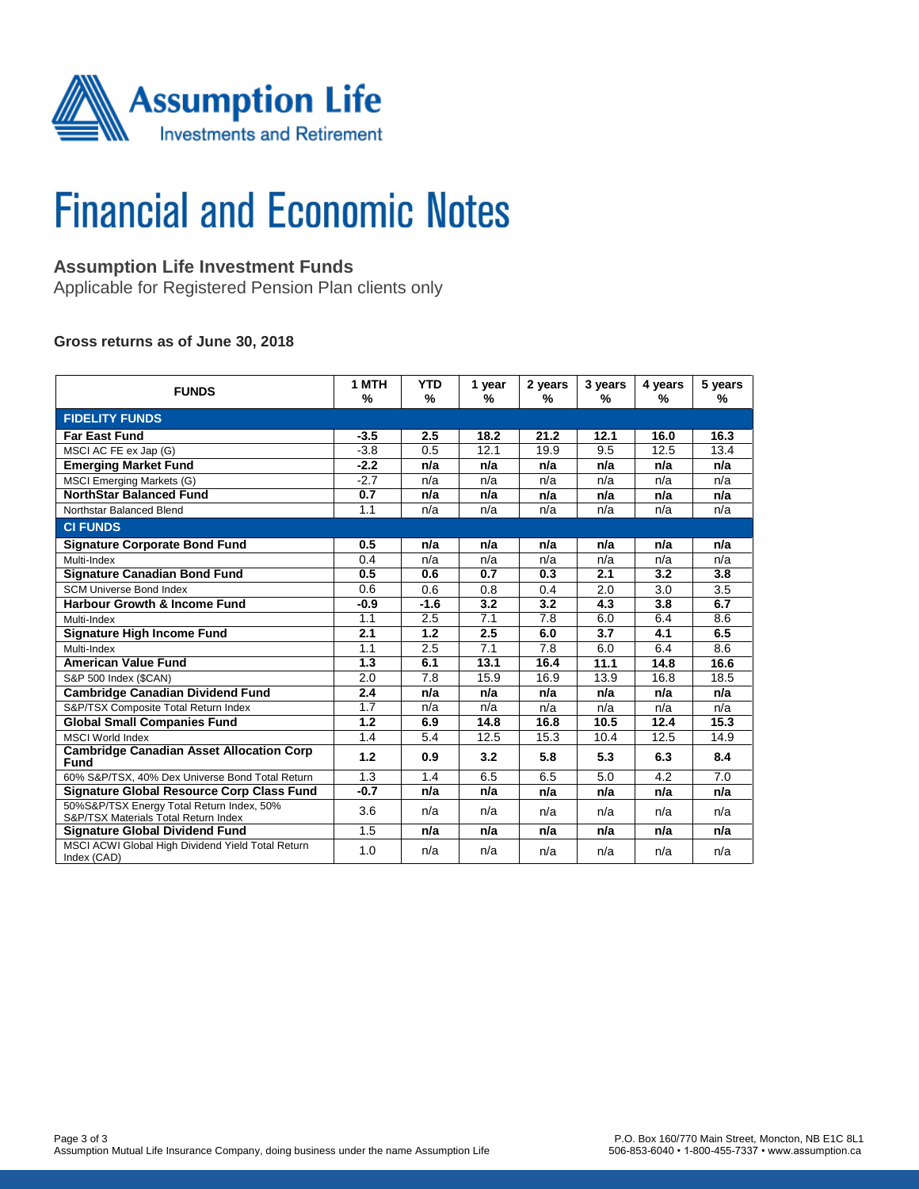# Financial and Economic Notes

## Assumption Life Investment Funds

Applicable for Registered Pension Plan clients only

**Gross returns as of June 30, 2018**

| FUNDS | 1 MTH % | YTD % | 1 year % | 2 years % | 3 years % | 4 years % | 5 years % |
|---|---|---|---|---|---|---|---|
| **FIDELITY FUNDS** | | | | | | | |
| **Far East Fund** | **-3.5** | **2.5** | **18.2** | **21.2** | **12.1** | **16.0** | **16.3** |
| MSCI AC FE ex Jap (G) | -3.8 | 0.5 | 12.1 | 19.9 | 9.5 | 12.5 | 13.4 |
| **Emerging Market Fund** | **-2.2** | **n/a** | **n/a** | **n/a** | **n/a** | **n/a** | **n/a** |
| MSCI Emerging Markets (G) | -2.7 | n/a | n/a | n/a | n/a | n/a | n/a |
| **NorthStar Balanced Fund** | **0.7** | **n/a** | **n/a** | **n/a** | **n/a** | **n/a** | **n/a** |
| Northstar Balanced Blend | 1.1 | n/a | n/a | n/a | n/a | n/a | n/a |
| **CI FUNDS** | | | | | | | |
| **Signature Corporate Bond Fund** | **0.5** | **n/a** | **n/a** | **n/a** | **n/a** | **n/a** | **n/a** |
| Multi-Index | 0.4 | n/a | n/a | n/a | n/a | n/a | n/a |
| **Signature Canadian Bond Fund** | **0.5** | **0.6** | **0.7** | **0.3** | **2.1** | **3.2** | **3.8** |
| SCM Universe Bond Index | 0.6 | 0.6 | 0.8 | 0.4 | 2.0 | 3.0 | 3.5 |
| **Harbour Growth & Income Fund** | **-0.9** | **-1.6** | **3.2** | **3.2** | **4.3** | **3.8** | **6.7** |
| Multi-Index | 1.1 | 2.5 | 7.1 | 7.8 | 6.0 | 6.4 | 8.6 |
| **Signature High Income Fund** | **2.1** | **1.2** | **2.5** | **6.0** | **3.7** | **4.1** | **6.5** |
| Multi-Index | 1.1 | 2.5 | 7.1 | 7.8 | 6.0 | 6.4 | 8.6 |
| **American Value Fund** | **1.3** | **6.1** | **13.1** | **16.4** | **11.1** | **14.8** | **16.6** |
| S&P 500 Index ($CAN) | 2.0 | 7.8 | 15.9 | 16.9 | 13.9 | 16.8 | 18.5 |
| **Cambridge Canadian Dividend Fund** | **2.4** | **n/a** | **n/a** | **n/a** | **n/a** | **n/a** | **n/a** |
| S&P/TSX Composite Total Return Index | 1.7 | n/a | n/a | n/a | n/a | n/a | n/a |
| **Global Small Companies Fund** | **1.2** | **6.9** | **14.8** | **16.8** | **10.5** | **12.4** | **15.3** |
| MSCI World Index | 1.4 | 5.4 | 12.5 | 15.3 | 10.4 | 12.5 | 14.9 |
| **Cambridge Canadian Asset Allocation Corp Fund** | **1.2** | **0.9** | **3.2** | **5.8** | **5.3** | **6.3** | **8.4** |
| 60% S&P/TSX, 40% Dex Universe Bond Total Return | 1.3 | 1.4 | 6.5 | 6.5 | 5.0 | 4.2 | 7.0 |
| **Signature Global Resource Corp Class Fund** | **-0.7** | **n/a** | **n/a** | **n/a** | **n/a** | **n/a** | **n/a** |
| 50%S&P/TSX Energy Total Return Index, 50% S&P/TSX Materials Total Return Index | 3.6 | n/a | n/a | n/a | n/a | n/a | n/a |
| **Signature Global Dividend Fund** | 1.5 | **n/a** | **n/a** | **n/a** | **n/a** | **n/a** | **n/a** |
| MSCI ACWI Global High Dividend Yield Total Return Index (CAD) | 1.0 | n/a | n/a | n/a | n/a | n/a | n/a |

Assumption Mutual Life Insurance Company, doing business under the name Assumption Life

P.O. Box 160/770 Main Street, Moncton, NB E1C 8L1
506-853-6040 • 1-800-455-7337 • www.assumption.ca